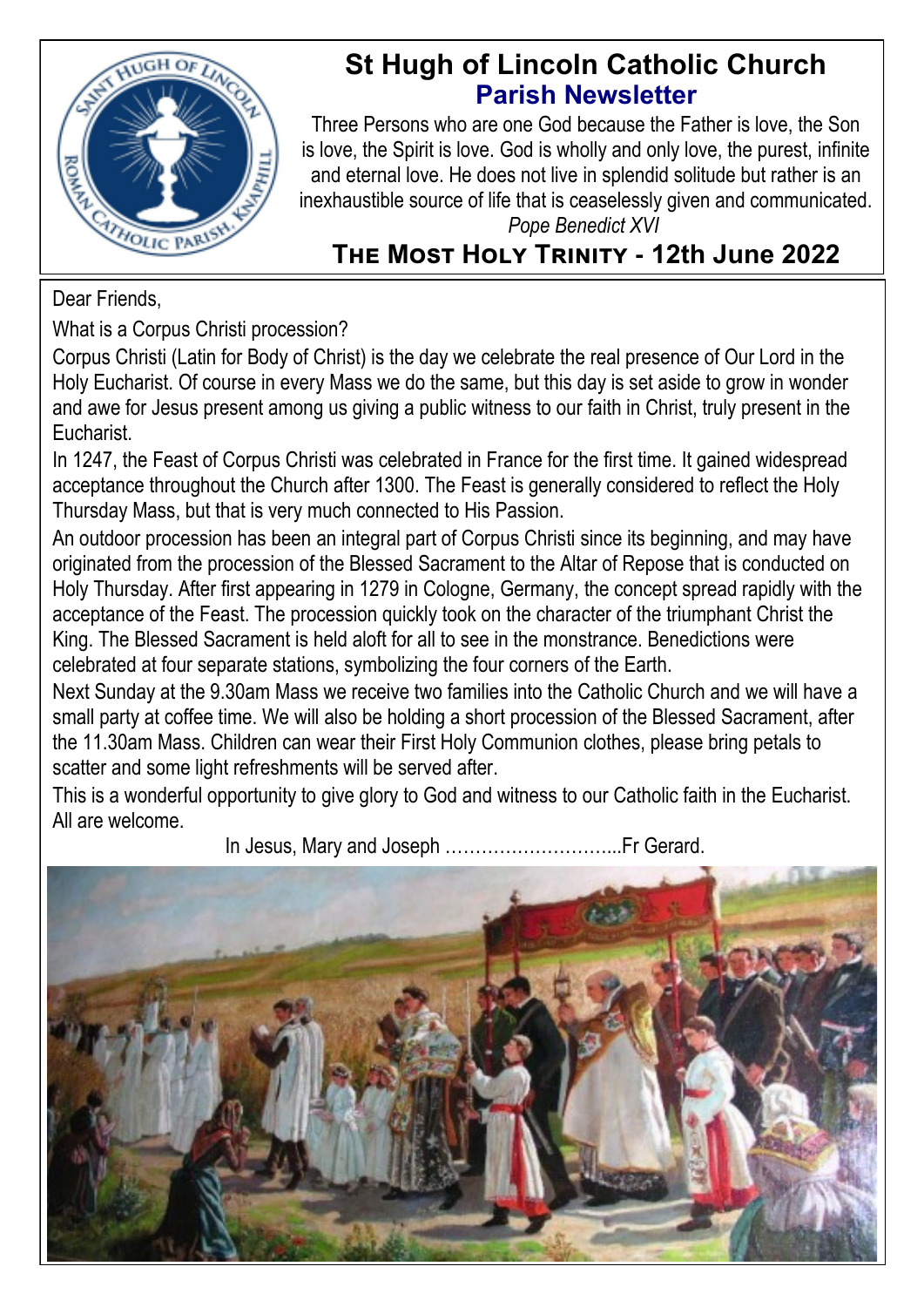# St Hugh of Lincoln Catholic Church

## Parish Newsletter

Three Persons who are one God because the Father is love, the Son is love, the Spirit is love. God is wholly and only love, the purest, infinite and eternal love. He does not live in splendid solitude but rather is an inexhaustible source of life that is ceaselessly given and communicated.

*Pope Benedict XVI*

## The Most Holy Trinity - 12th June 2022

Dear Friends,

What is a Corpus Christi procession?

Corpus Christi (Latin for Body of Christ) is the day we celebrate the real presence of Our Lord in the Holy Eucharist. Of course in every Mass we do the same, but this day is set aside to grow in wonder and awe for Jesus present among us giving a public witness to our faith in Christ, truly present in the Eucharist.

In 1247, the Feast of Corpus Christi was celebrated in France for the first time. It gained widespread acceptance throughout the Church after 1300. The Feast is generally considered to reflect the Holy Thursday Mass, but that is very much connected to His Passion.

An outdoor procession has been an integral part of Corpus Christi since its beginning, and may have originated from the procession of the Blessed Sacrament to the Altar of Repose that is conducted on Holy Thursday. After first appearing in 1279 in Cologne, Germany, the concept spread rapidly with the acceptance of the Feast. The procession quickly took on the character of the triumphant Christ the King. The Blessed Sacrament is held aloft for all to see in the monstrance. Benedictions were celebrated at four separate stations, symbolizing the four corners of the Earth.

Next Sunday at the 9.30am Mass we receive two families into the Catholic Church and we will have a small party at coffee time. We will also be holding a short procession of the Blessed Sacrament, after the 11.30am Mass. Children can wear their First Holy Communion clothes, please bring petals to scatter and some light refreshments will be served after.

This is a wonderful opportunity to give glory to God and witness to our Catholic faith in the Eucharist. All are welcome.

In Jesus, Mary and Joseph ………………………...Fr Gerard.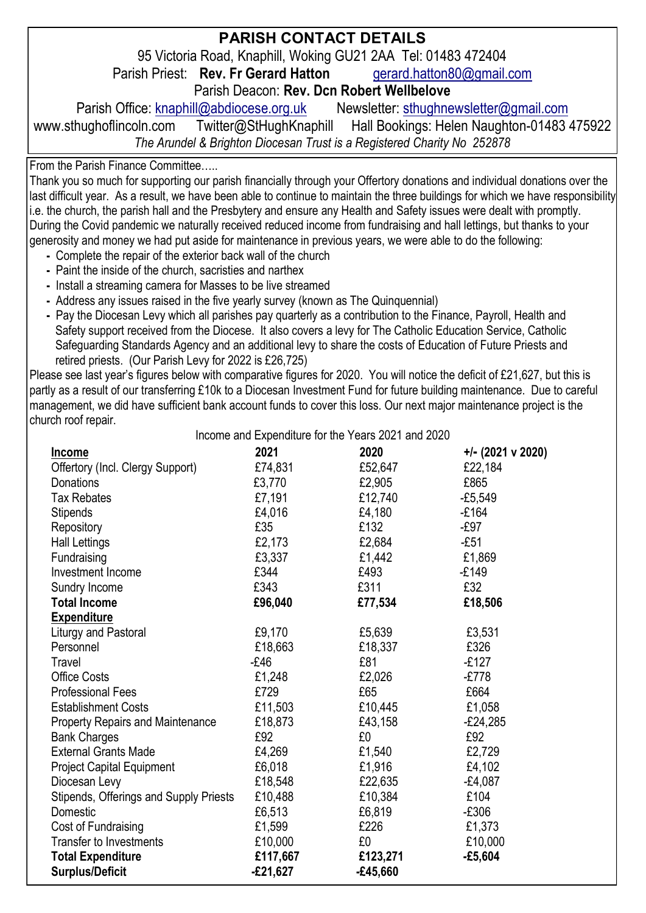# PARISH CONTACT DETAILS

95 Victoria Road, Knaphill, Woking GU21 2AA Tel: 01483 472404

Parish Priest: **Rev. Fr Gerard Hatton** gerard.hatton80@gmail.com

Parish Deacon: **Rev. Dcn Robert Wellbelove**

Parish Office: knaphill@abdiocese.org.uk Newsletter: sthughnewsletter@gmail.com

www.sthughoflincoln.com Twitter@StHughKnaphill Hall Bookings: Helen Naughton-01483 475922

*The Arundel & Brighton Diocesan Trust is a Registered Charity No 252878*

From the Parish Finance Committee…..

Thank you so much for supporting our parish financially through your Offertory donations and individual donations over the last difficult year. As a result, we have been able to continue to maintain the three buildings for which we have responsibility i.e. the church, the parish hall and the Presbytery and ensure any Health and Safety issues were dealt with promptly. During the Covid pandemic we naturally received reduced income from fundraising and hall lettings, but thanks to your generosity and money we had put aside for maintenance in previous years, we were able to do the following:

- Complete the repair of the exterior back wall of the church
- Paint the inside of the church, sacristies and narthex
- Install a streaming camera for Masses to be live streamed
- Address any issues raised in the five yearly survey (known as The Quinquennial)
- Pay the Diocesan Levy which all parishes pay quarterly as a contribution to the Finance, Payroll, Health and Safety support received from the Diocese. It also covers a levy for The Catholic Education Service, Catholic Safeguarding Standards Agency and an additional levy to share the costs of Education of Future Priests and retired priests. (Our Parish Levy for 2022 is £26,725)

Please see last year's figures below with comparative figures for 2020. You will notice the deficit of £21,627, but this is partly as a result of our transferring £10k to a Diocesan Investment Fund for future building maintenance. Due to careful management, we did have sufficient bank account funds to cover this loss. Our next major maintenance project is the church roof repair.

Income and Expenditure for the Years 2021 and 2020

| **Income** | **2021** | **2020** | **+/- (2021 v 2020)** |
|---|---|---|---|
| Offertory (Incl. Clergy Support) | £74,831 | £52,647 | £22,184 |
| Donations | £3,770 | £2,905 | £865 |
| Tax Rebates | £7,191 | £12,740 | -£5,549 |
| Stipends | £4,016 | £4,180 | -£164 |
| Repository | £35 | £132 | -£97 |
| Hall Lettings | £2,173 | £2,684 | -£51 |
| Fundraising | £3,337 | £1,442 | £1,869 |
| Investment Income | £344 | £493 | -£149 |
| Sundry Income | £343 | £311 | £32 |
| **Total Income** | **£96,040** | **£77,534** | **£18,506** |
| **Expenditure** | | | |
| Liturgy and Pastoral | £9,170 | £5,639 | £3,531 |
| Personnel | £18,663 | £18,337 | £326 |
| Travel | -£46 | £81 | -£127 |
| Office Costs | £1,248 | £2,026 | -£778 |
| Professional Fees | £729 | £65 | £664 |
| Establishment Costs | £11,503 | £10,445 | £1,058 |
| Property Repairs and Maintenance | £18,873 | £43,158 | -£24,285 |
| Bank Charges | £92 | £0 | £92 |
| External Grants Made | £4,269 | £1,540 | £2,729 |
| Project Capital Equipment | £6,018 | £1,916 | £4,102 |
| Diocesan Levy | £18,548 | £22,635 | -£4,087 |
| Stipends, Offerings and Supply Priests | £10,488 | £10,384 | £104 |
| Domestic | £6,513 | £6,819 | -£306 |
| Cost of Fundraising | £1,599 | £226 | £1,373 |
| Transfer to Investments | £10,000 | £0 | £10,000 |
| **Total Expenditure** | **£117,667** | **£123,271** | **-£5,604** |
| **Surplus/Deficit** | **-£21,627** | **-£45,660** | |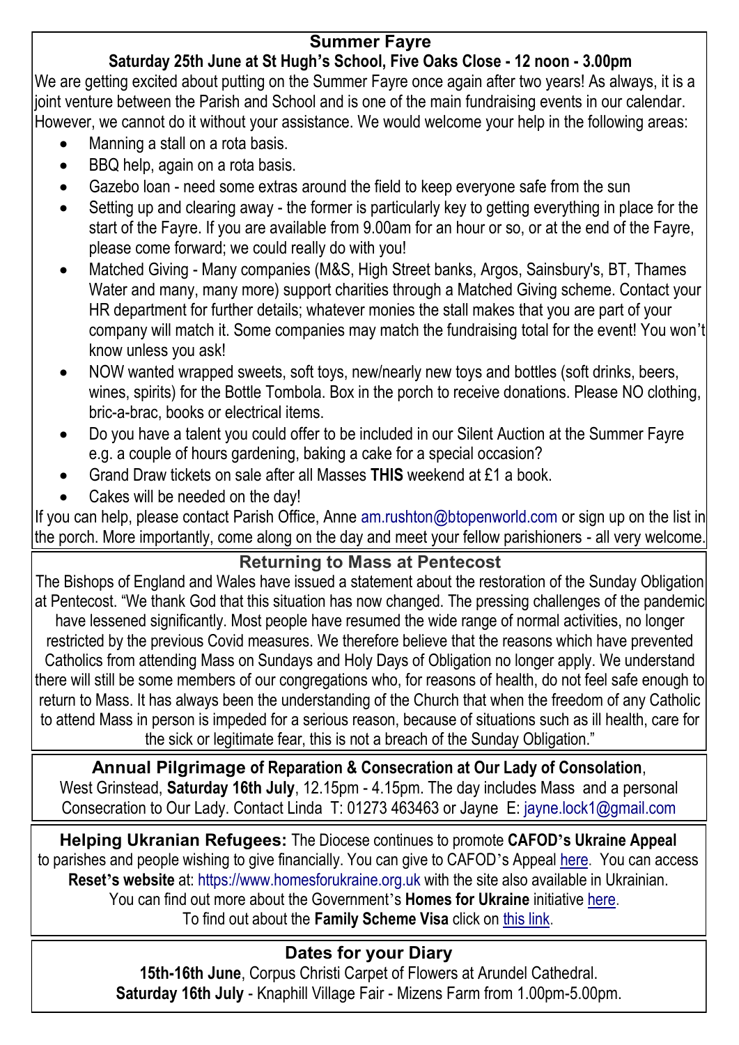## Summer Fayre

**Saturday 25th June at St Hugh's School, Five Oaks Close - 12 noon - 3.00pm**

We are getting excited about putting on the Summer Fayre once again after two years! As always, it is a joint venture between the Parish and School and is one of the main fundraising events in our calendar. However, we cannot do it without your assistance. We would welcome your help in the following areas:

- Manning a stall on a rota basis.
- BBQ help, again on a rota basis.
- Gazebo loan - need some extras around the field to keep everyone safe from the sun
- Setting up and clearing away - the former is particularly key to getting everything in place for the start of the Fayre. If you are available from 9.00am for an hour or so, or at the end of the Fayre, please come forward; we could really do with you!
- Matched Giving - Many companies (M&S, High Street banks, Argos, Sainsbury's, BT, Thames Water and many, many more) support charities through a Matched Giving scheme. Contact your HR department for further details; whatever monies the stall makes that you are part of your company will match it. Some companies may match the fundraising total for the event! You won't know unless you ask!
- NOW wanted wrapped sweets, soft toys, new/nearly new toys and bottles (soft drinks, beers, wines, spirits) for the Bottle Tombola. Box in the porch to receive donations. Please NO clothing, bric-a-brac, books or electrical items.
- Do you have a talent you could offer to be included in our Silent Auction at the Summer Fayre e.g. a couple of hours gardening, baking a cake for a special occasion?
- Grand Draw tickets on sale after all Masses **THIS** weekend at £1 a book.
- Cakes will be needed on the day!

If you can help, please contact Parish Office, Anne am.rushton@btopenworld.com or sign up on the list in the porch. More importantly, come along on the day and meet your fellow parishioners - all very welcome.

## Returning to Mass at Pentecost

The Bishops of England and Wales have issued a statement about the restoration of the Sunday Obligation at Pentecost. "We thank God that this situation has now changed. The pressing challenges of the pandemic have lessened significantly. Most people have resumed the wide range of normal activities, no longer restricted by the previous Covid measures. We therefore believe that the reasons which have prevented Catholics from attending Mass on Sundays and Holy Days of Obligation no longer apply. We understand there will still be some members of our congregations who, for reasons of health, do not feel safe enough to return to Mass. It has always been the understanding of the Church that when the freedom of any Catholic to attend Mass in person is impeded for a serious reason, because of situations such as ill health, care for the sick or legitimate fear, this is not a breach of the Sunday Obligation."

**Annual Pilgrimage of Reparation & Consecration at Our Lady of Consolation**, West Grinstead, **Saturday 16th July**, 12.15pm - 4.15pm. The day includes Mass and a personal Consecration to Our Lady. Contact Linda T: 01273 463463 or Jayne E: jayne.lock1@gmail.com

**Helping Ukranian Refugees:** The Diocese continues to promote **CAFOD's Ukraine Appeal** to parishes and people wishing to give financially. You can give to CAFOD's Appeal here. You can access **Reset's website** at: https://www.homesforukraine.org.uk with the site also available in Ukrainian. You can find out more about the Government's **Homes for Ukraine** initiative here. To find out about the **Family Scheme Visa** click on this link.

## Dates for your Diary

**15th-16th June**, Corpus Christi Carpet of Flowers at Arundel Cathedral.
**Saturday 16th July** - Knaphill Village Fair - Mizens Farm from 1.00pm-5.00pm.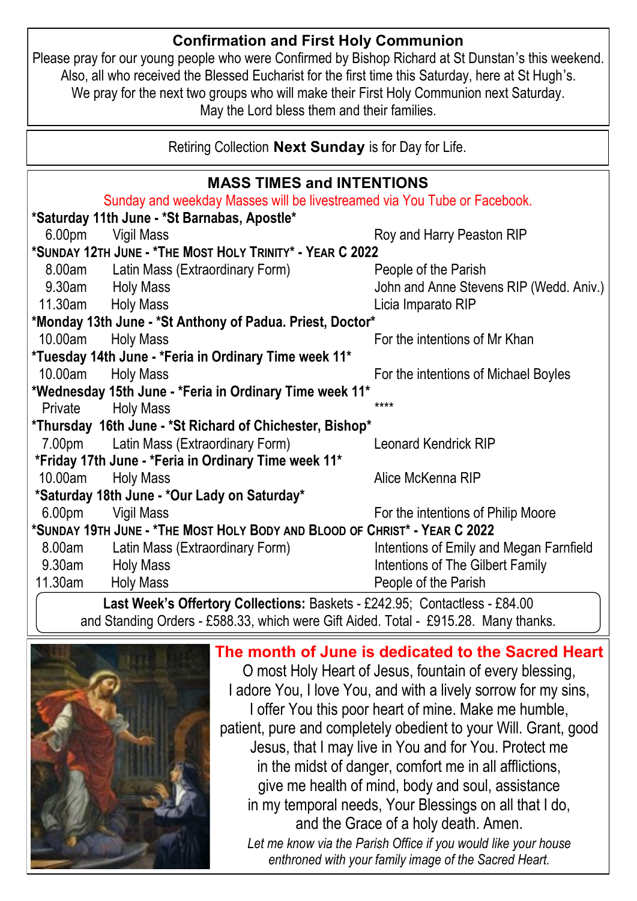## Confirmation and First Holy Communion

Please pray for our young people who were Confirmed by Bishop Richard at St Dunstan's this weekend. Also, all who received the Blessed Eucharist for the first time this Saturday, here at St Hugh's. We pray for the next two groups who will make their First Holy Communion next Saturday. May the Lord bless them and their families.

Retiring Collection **Next Sunday** is for Day for Life.

## MASS TIMES and INTENTIONS

Sunday and weekday Masses will be livestreamed via You Tube or Facebook.

| | | |
|---|---|---|
| ***Saturday 11th June - *St Barnabas, Apostle*** | | |
| 6.00pm | Vigil Mass | Roy and Harry Peaston RIP |
| ***SUNDAY 12TH JUNE - *THE MOST HOLY TRINITY* - YEAR C 2022** | | |
| 8.00am | Latin Mass (Extraordinary Form) | People of the Parish |
| 9.30am | Holy Mass | John and Anne Stevens RIP (Wedd. Aniv.) |
| 11.30am | Holy Mass | Licia Imparato RIP |
| ***Monday 13th June - *St Anthony of Padua. Priest, Doctor*** | | |
| 10.00am | Holy Mass | For the intentions of Mr Khan |
| ***Tuesday 14th June - *Feria in Ordinary Time week 11*** | | |
| 10.00am | Holy Mass | For the intentions of Michael Boyles |
| ***Wednesday 15th June - *Feria in Ordinary Time week 11*** | | |
| Private | Holy Mass | **** |
| ***Thursday 16th June - *St Richard of Chichester, Bishop*** | | |
| 7.00pm | Latin Mass (Extraordinary Form) | Leonard Kendrick RIP |
| ***Friday 17th June - *Feria in Ordinary Time week 11*** | | |
| 10.00am | Holy Mass | Alice McKenna RIP |
| ***Saturday 18th June - *Our Lady on Saturday*** | | |
| 6.00pm | Vigil Mass | For the intentions of Philip Moore |
| ***SUNDAY 19TH JUNE - *THE MOST HOLY BODY AND BLOOD OF CHRIST* - YEAR C 2022** | | |
| 8.00am | Latin Mass (Extraordinary Form) | Intentions of Emily and Megan Farnfield |
| 9.30am | Holy Mass | Intentions of The Gilbert Family |
| 11.30am | Holy Mass | People of the Parish |

**Last Week's Offertory Collections:** Baskets - £242.95; Contactless - £84.00 and Standing Orders - £588.33, which were Gift Aided. Total - £915.28. Many thanks.

## The month of June is dedicated to the Sacred Heart

O most Holy Heart of Jesus, fountain of every blessing, I adore You, I love You, and with a lively sorrow for my sins, I offer You this poor heart of mine. Make me humble, patient, pure and completely obedient to your Will. Grant, good Jesus, that I may live in You and for You. Protect me in the midst of danger, comfort me in all afflictions, give me health of mind, body and soul, assistance in my temporal needs, Your Blessings on all that I do, and the Grace of a holy death. Amen.

*Let me know via the Parish Office if you would like your house enthroned with your family image of the Sacred Heart.*